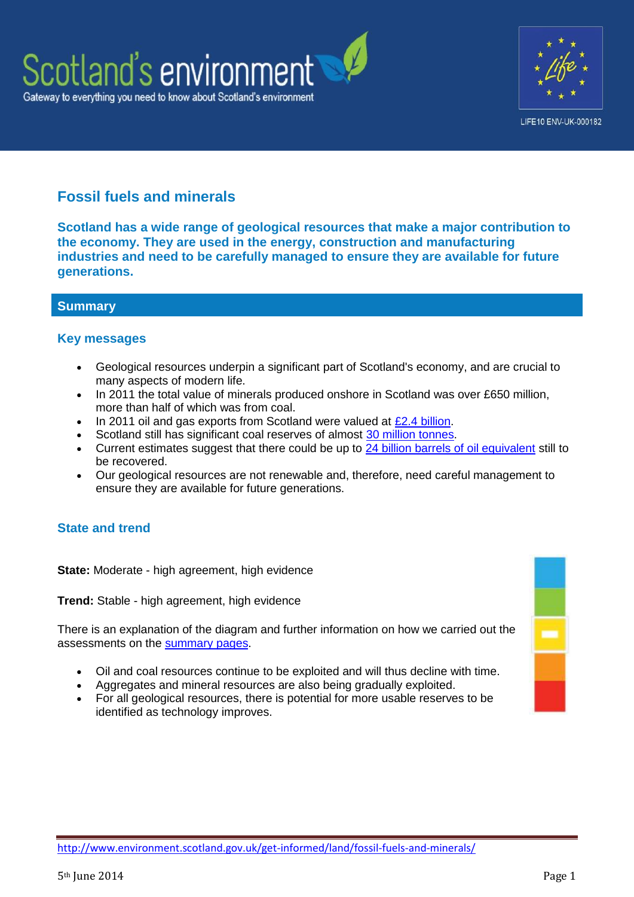# Fossil fuels and minerals

**Scotland has a wide range of geological resources that make a major contribution to the economy. They are used in the energy, construction and manufacturing industries and need to be carefully managed to ensure they are available for future generations.**

## Summary

### Key messages

- Geological resources underpin a significant part of Scotland's economy, and are crucial to many aspects of modern life.
- In 2011 the total value of minerals produced onshore in Scotland was over £650 million, more than half of which was from coal.
- In 2011 oil and gas exports from Scotland were valued at £2.4 billion.
- Scotland still has significant coal reserves of almost 30 million tonnes.
- Current estimates suggest that there could be up to 24 billion barrels of oil equivalent still to be recovered.
- Our geological resources are not renewable and, therefore, need careful management to ensure they are available for future generations.

### State and trend

**State:** Moderate - high agreement, high evidence

**Trend:** Stable - high agreement, high evidence

There is an explanation of the diagram and further information on how we carried out the assessments on the summary pages.

- Oil and coal resources continue to be exploited and will thus decline with time.
- Aggregates and mineral resources are also being gradually exploited.
- For all geological resources, there is potential for more usable reserves to be identified as technology improves.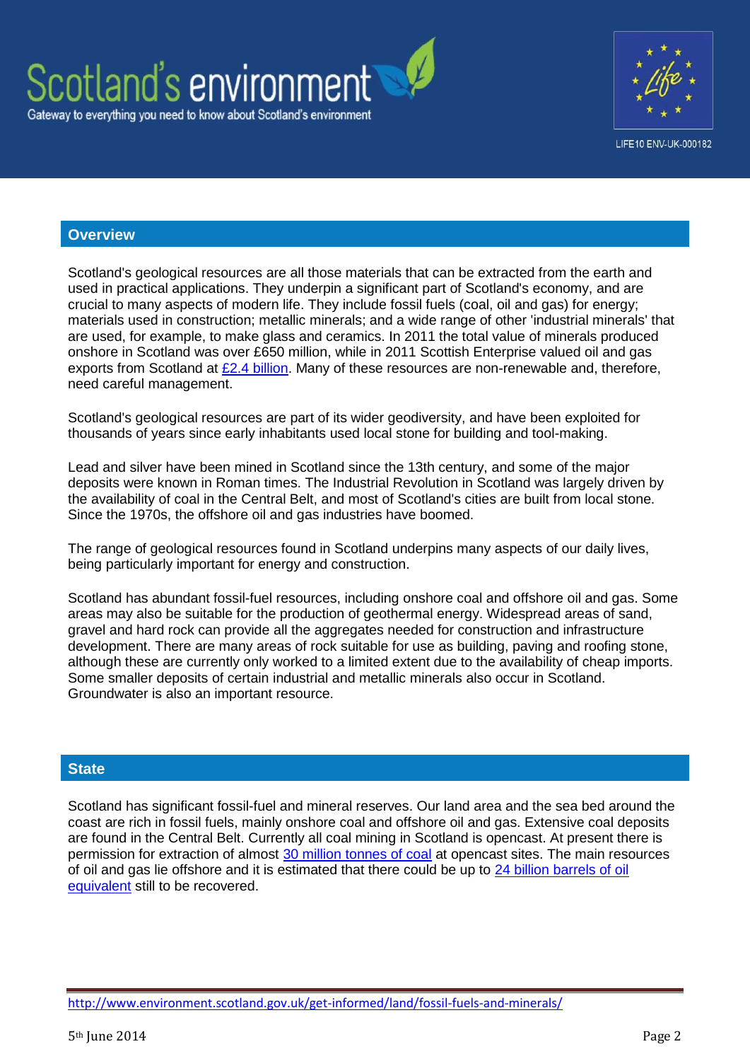## Overview

Scotland's geological resources are all those materials that can be extracted from the earth and used in practical applications. They underpin a significant part of Scotland's economy, and are crucial to many aspects of modern life. They include fossil fuels (coal, oil and gas) for energy; materials used in construction; metallic minerals; and a wide range of other 'industrial minerals' that are used, for example, to make glass and ceramics. In 2011 the total value of minerals produced onshore in Scotland was over £650 million, while in 2011 Scottish Enterprise valued oil and gas exports from Scotland at £2.4 billion. Many of these resources are non-renewable and, therefore, need careful management.

Scotland's geological resources are part of its wider geodiversity, and have been exploited for thousands of years since early inhabitants used local stone for building and tool-making.

Lead and silver have been mined in Scotland since the 13th century, and some of the major deposits were known in Roman times. The Industrial Revolution in Scotland was largely driven by the availability of coal in the Central Belt, and most of Scotland's cities are built from local stone. Since the 1970s, the offshore oil and gas industries have boomed.

The range of geological resources found in Scotland underpins many aspects of our daily lives, being particularly important for energy and construction.

Scotland has abundant fossil-fuel resources, including onshore coal and offshore oil and gas. Some areas may also be suitable for the production of geothermal energy. Widespread areas of sand, gravel and hard rock can provide all the aggregates needed for construction and infrastructure development. There are many areas of rock suitable for use as building, paving and roofing stone, although these are currently only worked to a limited extent due to the availability of cheap imports. Some smaller deposits of certain industrial and metallic minerals also occur in Scotland. Groundwater is also an important resource.

## State

Scotland has significant fossil-fuel and mineral reserves. Our land area and the sea bed around the coast are rich in fossil fuels, mainly onshore coal and offshore oil and gas. Extensive coal deposits are found in the Central Belt. Currently all coal mining in Scotland is opencast. At present there is permission for extraction of almost 30 million tonnes of coal at opencast sites. The main resources of oil and gas lie offshore and it is estimated that there could be up to 24 billion barrels of oil equivalent still to be recovered.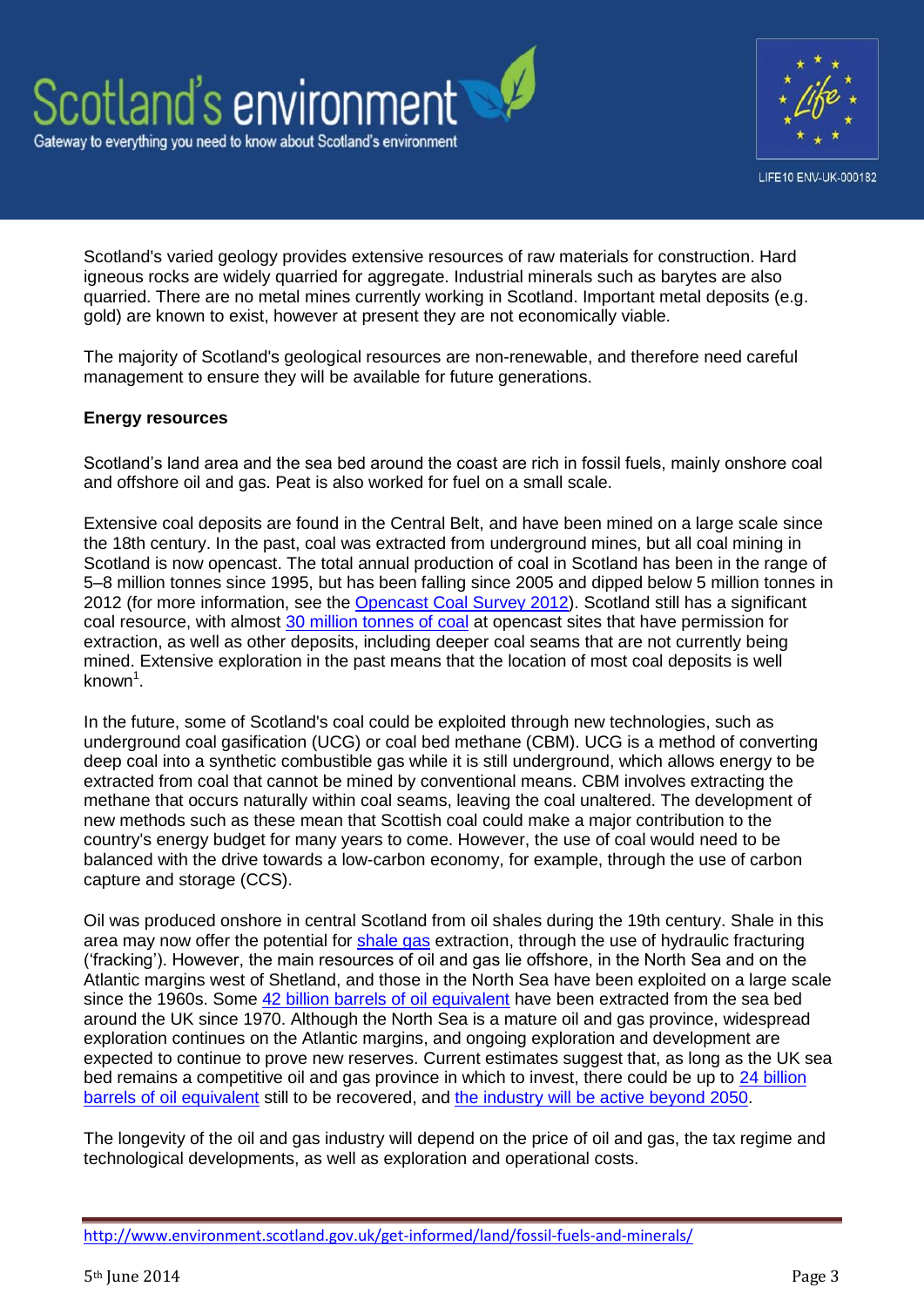Scotland's varied geology provides extensive resources of raw materials for construction. Hard igneous rocks are widely quarried for aggregate. Industrial minerals such as barytes are also quarried. There are no metal mines currently working in Scotland. Important metal deposits (e.g. gold) are known to exist, however at present they are not economically viable.

The majority of Scotland's geological resources are non-renewable, and therefore need careful management to ensure they will be available for future generations.

**Energy resources**

Scotland's land area and the sea bed around the coast are rich in fossil fuels, mainly onshore coal and offshore oil and gas. Peat is also worked for fuel on a small scale.

Extensive coal deposits are found in the Central Belt, and have been mined on a large scale since the 18th century. In the past, coal was extracted from underground mines, but all coal mining in Scotland is now opencast. The total annual production of coal in Scotland has been in the range of 5–8 million tonnes since 1995, but has been falling since 2005 and dipped below 5 million tonnes in 2012 (for more information, see the Opencast Coal Survey 2012). Scotland still has a significant coal resource, with almost 30 million tonnes of coal at opencast sites that have permission for extraction, as well as other deposits, including deeper coal seams that are not currently being mined. Extensive exploration in the past means that the location of most coal deposits is well known[1].

In the future, some of Scotland's coal could be exploited through new technologies, such as underground coal gasification (UCG) or coal bed methane (CBM). UCG is a method of converting deep coal into a synthetic combustible gas while it is still underground, which allows energy to be extracted from coal that cannot be mined by conventional means. CBM involves extracting the methane that occurs naturally within coal seams, leaving the coal unaltered. The development of new methods such as these mean that Scottish coal could make a major contribution to the country's energy budget for many years to come. However, the use of coal would need to be balanced with the drive towards a low-carbon economy, for example, through the use of carbon capture and storage (CCS).

Oil was produced onshore in central Scotland from oil shales during the 19th century. Shale in this area may now offer the potential for shale gas extraction, through the use of hydraulic fracturing ('fracking'). However, the main resources of oil and gas lie offshore, in the North Sea and on the Atlantic margins west of Shetland, and those in the North Sea have been exploited on a large scale since the 1960s. Some 42 billion barrels of oil equivalent have been extracted from the sea bed around the UK since 1970. Although the North Sea is a mature oil and gas province, widespread exploration continues on the Atlantic margins, and ongoing exploration and development are expected to continue to prove new reserves. Current estimates suggest that, as long as the UK sea bed remains a competitive oil and gas province in which to invest, there could be up to 24 billion barrels of oil equivalent still to be recovered, and the industry will be active beyond 2050.

The longevity of the oil and gas industry will depend on the price of oil and gas, the tax regime and technological developments, as well as exploration and operational costs.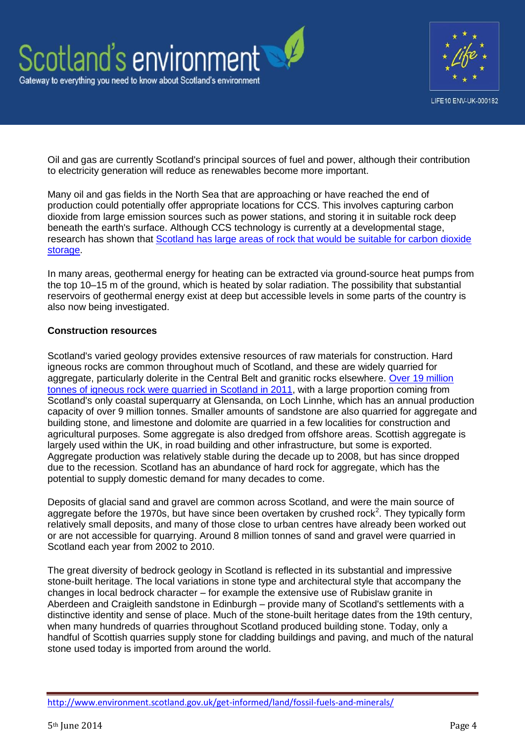Oil and gas are currently Scotland's principal sources of fuel and power, although their contribution to electricity generation will reduce as renewables become more important.

Many oil and gas fields in the North Sea that are approaching or have reached the end of production could potentially offer appropriate locations for CCS. This involves capturing carbon dioxide from large emission sources such as power stations, and storing it in suitable rock deep beneath the earth's surface. Although CCS technology is currently at a developmental stage, research has shown that Scotland has large areas of rock that would be suitable for carbon dioxide storage.

In many areas, geothermal energy for heating can be extracted via ground-source heat pumps from the top 10–15 m of the ground, which is heated by solar radiation. The possibility that substantial reservoirs of geothermal energy exist at deep but accessible levels in some parts of the country is also now being investigated.

**Construction resources**

Scotland's varied geology provides extensive resources of raw materials for construction. Hard igneous rocks are common throughout much of Scotland, and these are widely quarried for aggregate, particularly dolerite in the Central Belt and granitic rocks elsewhere. Over 19 million tonnes of igneous rock were quarried in Scotland in 2011, with a large proportion coming from Scotland's only coastal superquarry at Glensanda, on Loch Linnhe, which has an annual production capacity of over 9 million tonnes. Smaller amounts of sandstone are also quarried for aggregate and building stone, and limestone and dolomite are quarried in a few localities for construction and agricultural purposes. Some aggregate is also dredged from offshore areas. Scottish aggregate is largely used within the UK, in road building and other infrastructure, but some is exported. Aggregate production was relatively stable during the decade up to 2008, but has since dropped due to the recession. Scotland has an abundance of hard rock for aggregate, which has the potential to supply domestic demand for many decades to come.

Deposits of glacial sand and gravel are common across Scotland, and were the main source of aggregate before the 1970s, but have since been overtaken by crushed rock[2]. They typically form relatively small deposits, and many of those close to urban centres have already been worked out or are not accessible for quarrying. Around 8 million tonnes of sand and gravel were quarried in Scotland each year from 2002 to 2010.

The great diversity of bedrock geology in Scotland is reflected in its substantial and impressive stone-built heritage. The local variations in stone type and architectural style that accompany the changes in local bedrock character – for example the extensive use of Rubislaw granite in Aberdeen and Craigleith sandstone in Edinburgh – provide many of Scotland's settlements with a distinctive identity and sense of place. Much of the stone-built heritage dates from the 19th century, when many hundreds of quarries throughout Scotland produced building stone. Today, only a handful of Scottish quarries supply stone for cladding buildings and paving, and much of the natural stone used today is imported from around the world.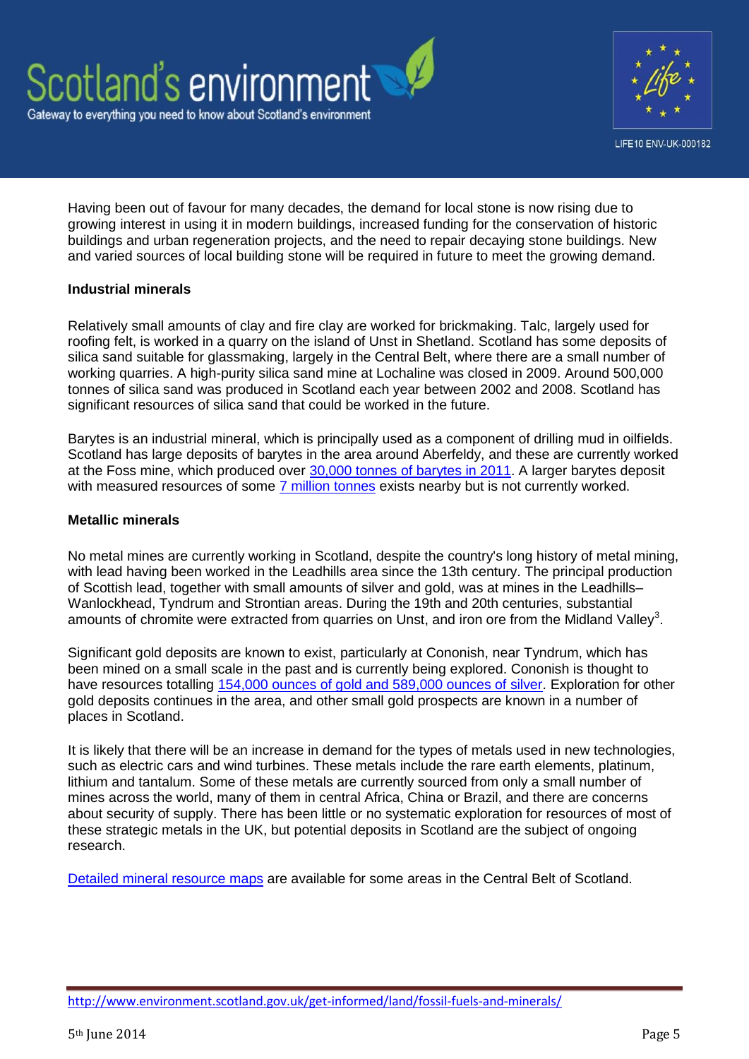Having been out of favour for many decades, the demand for local stone is now rising due to growing interest in using it in modern buildings, increased funding for the conservation of historic buildings and urban regeneration projects, and the need to repair decaying stone buildings. New and varied sources of local building stone will be required in future to meet the growing demand.

**Industrial minerals**

Relatively small amounts of clay and fire clay are worked for brickmaking. Talc, largely used for roofing felt, is worked in a quarry on the island of Unst in Shetland. Scotland has some deposits of silica sand suitable for glassmaking, largely in the Central Belt, where there are a small number of working quarries. A high-purity silica sand mine at Lochaline was closed in 2009. Around 500,000 tonnes of silica sand was produced in Scotland each year between 2002 and 2008. Scotland has significant resources of silica sand that could be worked in the future.

Barytes is an industrial mineral, which is principally used as a component of drilling mud in oilfields. Scotland has large deposits of barytes in the area around Aberfeldy, and these are currently worked at the Foss mine, which produced over 30,000 tonnes of barytes in 2011. A larger barytes deposit with measured resources of some 7 million tonnes exists nearby but is not currently worked.

**Metallic minerals**

No metal mines are currently working in Scotland, despite the country's long history of metal mining, with lead having been worked in the Leadhills area since the 13th century. The principal production of Scottish lead, together with small amounts of silver and gold, was at mines in the Leadhills–Wanlockhead, Tyndrum and Strontian areas. During the 19th and 20th centuries, substantial amounts of chromite were extracted from quarries on Unst, and iron ore from the Midland Valley[3].

Significant gold deposits are known to exist, particularly at Cononish, near Tyndrum, which has been mined on a small scale in the past and is currently being explored. Cononish is thought to have resources totalling 154,000 ounces of gold and 589,000 ounces of silver. Exploration for other gold deposits continues in the area, and other small gold prospects are known in a number of places in Scotland.

It is likely that there will be an increase in demand for the types of metals used in new technologies, such as electric cars and wind turbines. These metals include the rare earth elements, platinum, lithium and tantalum. Some of these metals are currently sourced from only a small number of mines across the world, many of them in central Africa, China or Brazil, and there are concerns about security of supply. There has been little or no systematic exploration for resources of most of these strategic metals in the UK, but potential deposits in Scotland are the subject of ongoing research.

Detailed mineral resource maps are available for some areas in the Central Belt of Scotland.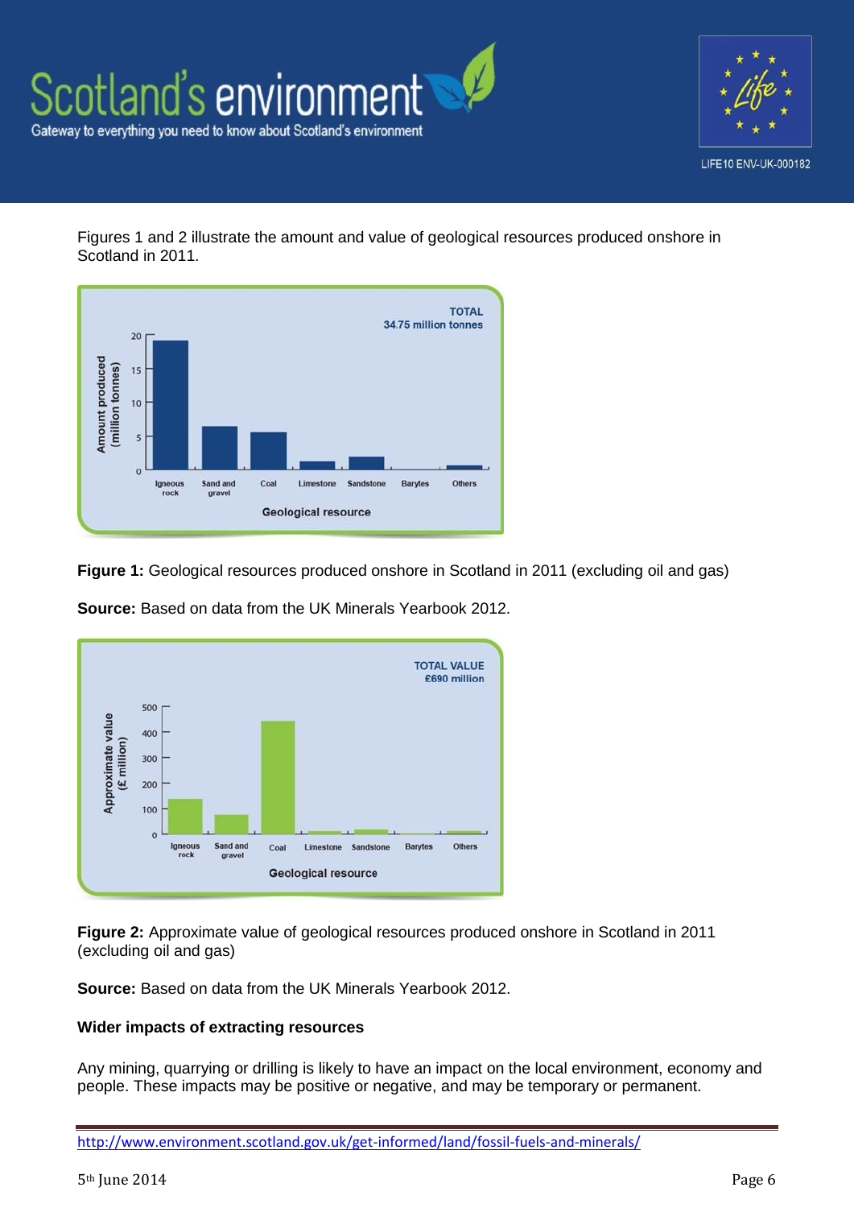Figures 1 and 2 illustrate the amount and value of geological resources produced onshore in Scotland in 2011.

**Figure 1:** Geological resources produced onshore in Scotland in 2011 (excluding oil and gas)

**Source:** Based on data from the UK Minerals Yearbook 2012.

**Figure 2:** Approximate value of geological resources produced onshore in Scotland in 2011 (excluding oil and gas)

**Source:** Based on data from the UK Minerals Yearbook 2012.

**Wider impacts of extracting resources**

Any mining, quarrying or drilling is likely to have an impact on the local environment, economy and people. These impacts may be positive or negative, and may be temporary or permanent.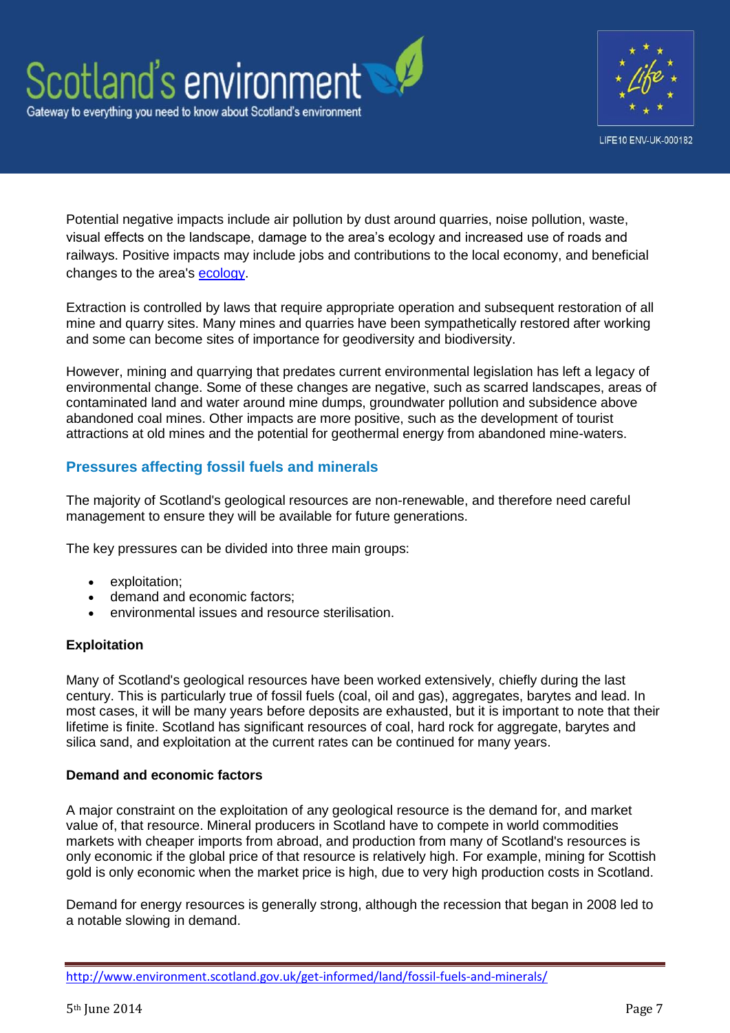Potential negative impacts include air pollution by dust around quarries, noise pollution, waste, visual effects on the landscape, damage to the area's ecology and increased use of roads and railways. Positive impacts may include jobs and contributions to the local economy, and beneficial changes to the area's ecology.

Extraction is controlled by laws that require appropriate operation and subsequent restoration of all mine and quarry sites. Many mines and quarries have been sympathetically restored after working and some can become sites of importance for geodiversity and biodiversity.

However, mining and quarrying that predates current environmental legislation has left a legacy of environmental change. Some of these changes are negative, such as scarred landscapes, areas of contaminated land and water around mine dumps, groundwater pollution and subsidence above abandoned coal mines. Other impacts are more positive, such as the development of tourist attractions at old mines and the potential for geothermal energy from abandoned mine-waters.

## Pressures affecting fossil fuels and minerals

The majority of Scotland's geological resources are non-renewable, and therefore need careful management to ensure they will be available for future generations.

The key pressures can be divided into three main groups:

- exploitation;
- demand and economic factors;
- environmental issues and resource sterilisation.

### Exploitation

Many of Scotland's geological resources have been worked extensively, chiefly during the last century. This is particularly true of fossil fuels (coal, oil and gas), aggregates, barytes and lead. In most cases, it will be many years before deposits are exhausted, but it is important to note that their lifetime is finite. Scotland has significant resources of coal, hard rock for aggregate, barytes and silica sand, and exploitation at the current rates can be continued for many years.

### Demand and economic factors

A major constraint on the exploitation of any geological resource is the demand for, and market value of, that resource. Mineral producers in Scotland have to compete in world commodities markets with cheaper imports from abroad, and production from many of Scotland's resources is only economic if the global price of that resource is relatively high. For example, mining for Scottish gold is only economic when the market price is high, due to very high production costs in Scotland.

Demand for energy resources is generally strong, although the recession that began in 2008 led to a notable slowing in demand.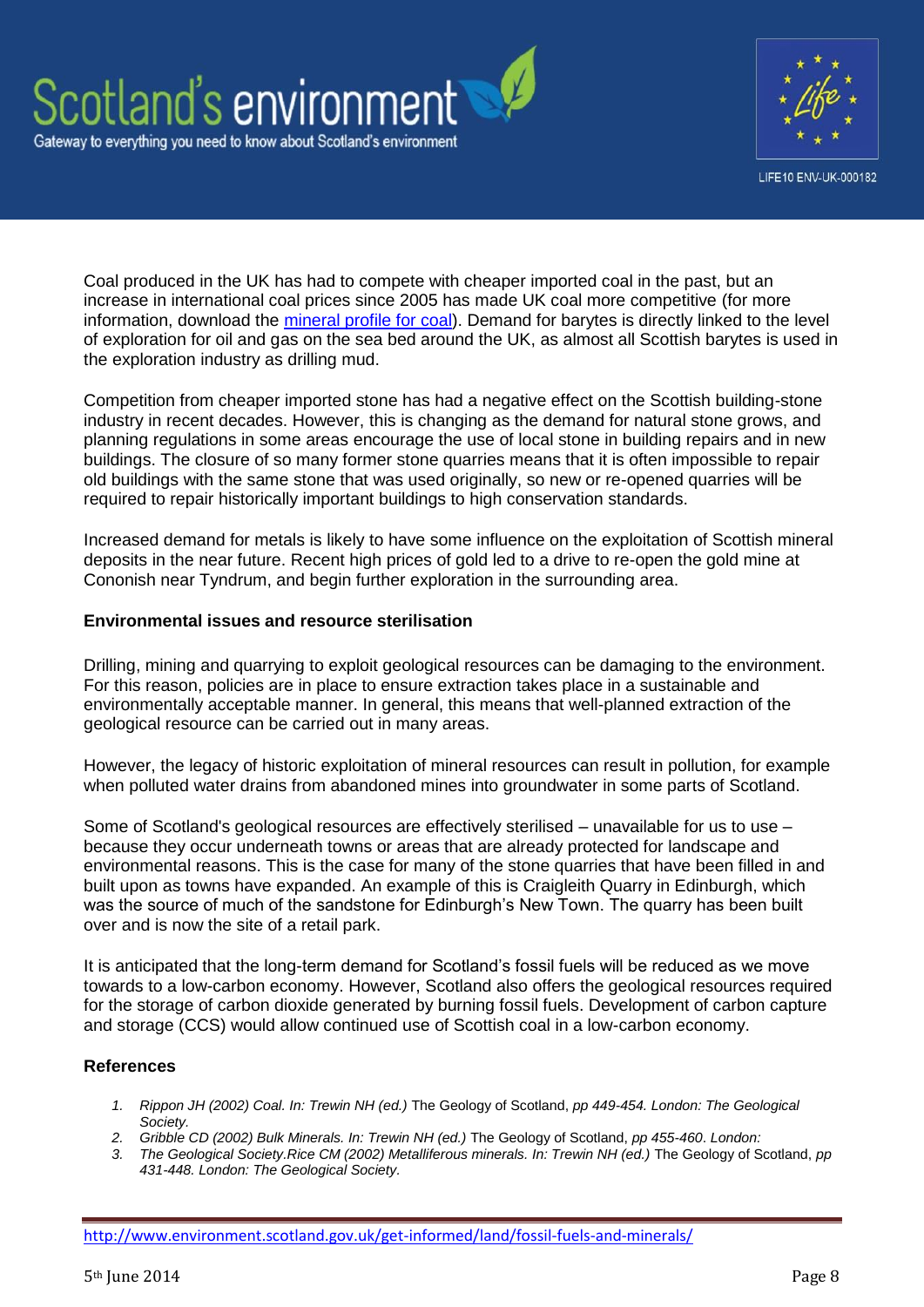Coal produced in the UK has had to compete with cheaper imported coal in the past, but an increase in international coal prices since 2005 has made UK coal more competitive (for more information, download the [mineral profile for coal](#)). Demand for barytes is directly linked to the level of exploration for oil and gas on the sea bed around the UK, as almost all Scottish barytes is used in the exploration industry as drilling mud.

Competition from cheaper imported stone has had a negative effect on the Scottish building-stone industry in recent decades. However, this is changing as the demand for natural stone grows, and planning regulations in some areas encourage the use of local stone in building repairs and in new buildings. The closure of so many former stone quarries means that it is often impossible to repair old buildings with the same stone that was used originally, so new or re-opened quarries will be required to repair historically important buildings to high conservation standards.

Increased demand for metals is likely to have some influence on the exploitation of Scottish mineral deposits in the near future. Recent high prices of gold led to a drive to re-open the gold mine at Cononish near Tyndrum, and begin further exploration in the surrounding area.

**Environmental issues and resource sterilisation**

Drilling, mining and quarrying to exploit geological resources can be damaging to the environment. For this reason, policies are in place to ensure extraction takes place in a sustainable and environmentally acceptable manner. In general, this means that well-planned extraction of the geological resource can be carried out in many areas.

However, the legacy of historic exploitation of mineral resources can result in pollution, for example when polluted water drains from abandoned mines into groundwater in some parts of Scotland.

Some of Scotland's geological resources are effectively sterilised – unavailable for us to use – because they occur underneath towns or areas that are already protected for landscape and environmental reasons. This is the case for many of the stone quarries that have been filled in and built upon as towns have expanded. An example of this is Craigleith Quarry in Edinburgh, which was the source of much of the sandstone for Edinburgh's New Town. The quarry has been built over and is now the site of a retail park.

It is anticipated that the long-term demand for Scotland's fossil fuels will be reduced as we move towards to a low-carbon economy. However, Scotland also offers the geological resources required for the storage of carbon dioxide generated by burning fossil fuels. Development of carbon capture and storage (CCS) would allow continued use of Scottish coal in a low-carbon economy.

**References**

1. *Rippon JH (2002) Coal. In: Trewin NH (ed.)* The Geology of Scotland, *pp 449-454. London: The Geological Society.*
2. *Gribble CD (2002) Bulk Minerals. In: Trewin NH (ed.)* The Geology of Scotland, *pp 455-460. London:*
3. *The Geological Society.Rice CM (2002) Metalliferous minerals. In: Trewin NH (ed.)* The Geology of Scotland, *pp 431-448. London: The Geological Society.*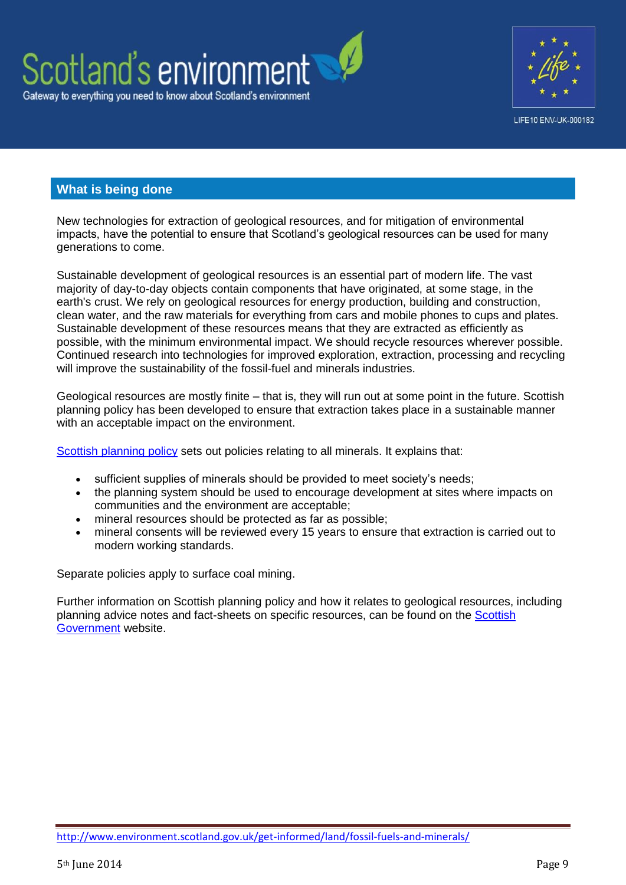## What is being done

New technologies for extraction of geological resources, and for mitigation of environmental impacts, have the potential to ensure that Scotland's geological resources can be used for many generations to come.

Sustainable development of geological resources is an essential part of modern life. The vast majority of day-to-day objects contain components that have originated, at some stage, in the earth's crust. We rely on geological resources for energy production, building and construction, clean water, and the raw materials for everything from cars and mobile phones to cups and plates. Sustainable development of these resources means that they are extracted as efficiently as possible, with the minimum environmental impact. We should recycle resources wherever possible. Continued research into technologies for improved exploration, extraction, processing and recycling will improve the sustainability of the fossil-fuel and minerals industries.

Geological resources are mostly finite – that is, they will run out at some point in the future. Scottish planning policy has been developed to ensure that extraction takes place in a sustainable manner with an acceptable impact on the environment.

Scottish planning policy sets out policies relating to all minerals. It explains that:

- sufficient supplies of minerals should be provided to meet society's needs;
- the planning system should be used to encourage development at sites where impacts on communities and the environment are acceptable;
- mineral resources should be protected as far as possible;
- mineral consents will be reviewed every 15 years to ensure that extraction is carried out to modern working standards.

Separate policies apply to surface coal mining.

Further information on Scottish planning policy and how it relates to geological resources, including planning advice notes and fact-sheets on specific resources, can be found on the Scottish Government website.